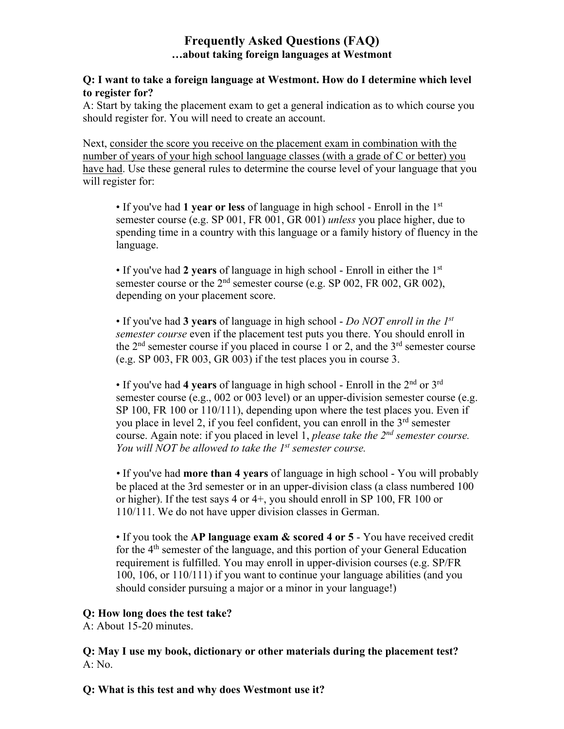# Frequently Asked Questions (FAQ)

**…about taking foreign languages at Westmont**

**Q: I want to take a foreign language at Westmont. How do I determine which level to register for?**

A: Start by taking the placement exam to get a general indication as to which course you should register for. You will need to create an account.

Next, consider the score you receive on the placement exam in combination with the number of years of your high school language classes (with a grade of C or better) you have had. Use these general rules to determine the course level of your language that you will register for:

- If you've had **1 year or less** of language in high school - Enroll in the 1st semester course (e.g. SP 001, FR 001, GR 001) *unless* you place higher, due to spending time in a country with this language or a family history of fluency in the language.

- If you've had **2 years** of language in high school - Enroll in either the 1st semester course or the 2nd semester course (e.g. SP 002, FR 002, GR 002), depending on your placement score.

- If you've had **3 years** of language in high school - *Do NOT enroll in the 1st semester course* even if the placement test puts you there. You should enroll in the 2nd semester course if you placed in course 1 or 2, and the 3rd semester course (e.g. SP 003, FR 003, GR 003) if the test places you in course 3.

- If you've had **4 years** of language in high school - Enroll in the 2nd or 3rd semester course (e.g., 002 or 003 level) or an upper-division semester course (e.g. SP 100, FR 100 or 110/111), depending upon where the test places you. Even if you place in level 2, if you feel confident, you can enroll in the 3rd semester course. Again note: if you placed in level 1, *please take the 2nd semester course. You will NOT be allowed to take the 1st semester course.*

- If you've had **more than 4 years** of language in high school - You will probably be placed at the 3rd semester or in an upper-division class (a class numbered 100 or higher). If the test says 4 or 4+, you should enroll in SP 100, FR 100 or 110/111. We do not have upper division classes in German.

- If you took the **AP language exam & scored 4 or 5** - You have received credit for the 4th semester of the language, and this portion of your General Education requirement is fulfilled. You may enroll in upper-division courses (e.g. SP/FR 100, 106, or 110/111) if you want to continue your language abilities (and you should consider pursuing a major or a minor in your language!)

**Q: How long does the test take?**

A: About 15-20 minutes.

**Q: May I use my book, dictionary or other materials during the placement test?**

A: No.

**Q: What is this test and why does Westmont use it?**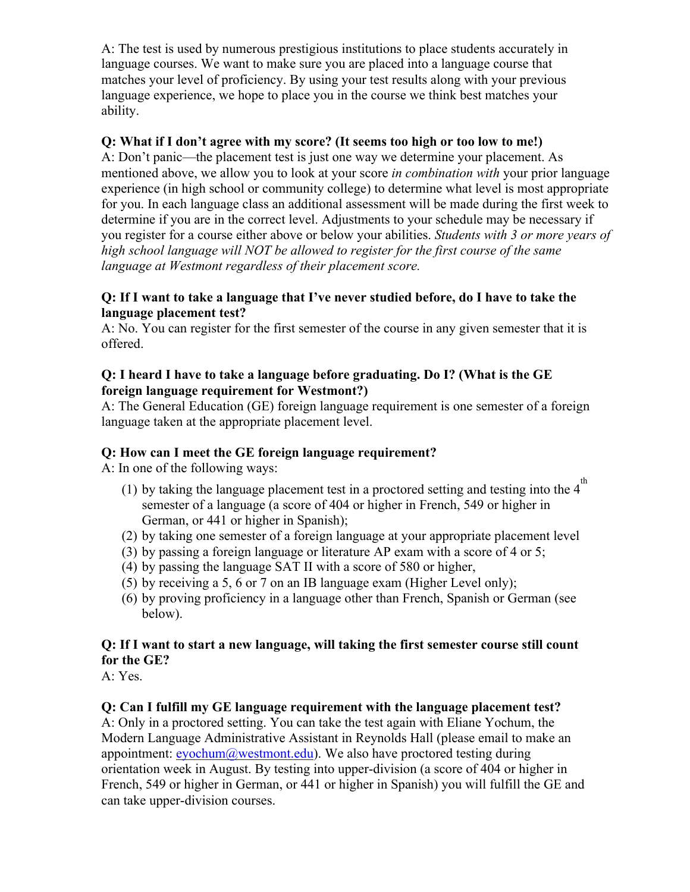A: The test is used by numerous prestigious institutions to place students accurately in language courses. We want to make sure you are placed into a language course that matches your level of proficiency. By using your test results along with your previous language experience, we hope to place you in the course we think best matches your ability.

**Q: What if I don't agree with my score? (It seems too high or too low to me!)**

A: Don't panic—the placement test is just one way we determine your placement. As mentioned above, we allow you to look at your score *in combination with* your prior language experience (in high school or community college) to determine what level is most appropriate for you. In each language class an additional assessment will be made during the first week to determine if you are in the correct level. Adjustments to your schedule may be necessary if you register for a course either above or below your abilities. *Students with 3 or more years of high school language will NOT be allowed to register for the first course of the same language at Westmont regardless of their placement score.*

**Q: If I want to take a language that I've never studied before, do I have to take the language placement test?**

A: No. You can register for the first semester of the course in any given semester that it is offered.

**Q: I heard I have to take a language before graduating. Do I? (What is the GE foreign language requirement for Westmont?)**

A: The General Education (GE) foreign language requirement is one semester of a foreign language taken at the appropriate placement level.

**Q: How can I meet the GE foreign language requirement?**

A: In one of the following ways:

(1) by taking the language placement test in a proctored setting and testing into the 4th semester of a language (a score of 404 or higher in French, 549 or higher in German, or 441 or higher in Spanish);
(2) by taking one semester of a foreign language at your appropriate placement level
(3) by passing a foreign language or literature AP exam with a score of 4 or 5;
(4) by passing the language SAT II with a score of 580 or higher,
(5) by receiving a 5, 6 or 7 on an IB language exam (Higher Level only);
(6) by proving proficiency in a language other than French, Spanish or German (see below).

**Q: If I want to start a new language, will taking the first semester course still count for the GE?**

A: Yes.

**Q: Can I fulfill my GE language requirement with the language placement test?**

A: Only in a proctored setting. You can take the test again with Eliane Yochum, the Modern Language Administrative Assistant in Reynolds Hall (please email to make an appointment: eyochum@westmont.edu). We also have proctored testing during orientation week in August. By testing into upper-division (a score of 404 or higher in French, 549 or higher in German, or 441 or higher in Spanish) you will fulfill the GE and can take upper-division courses.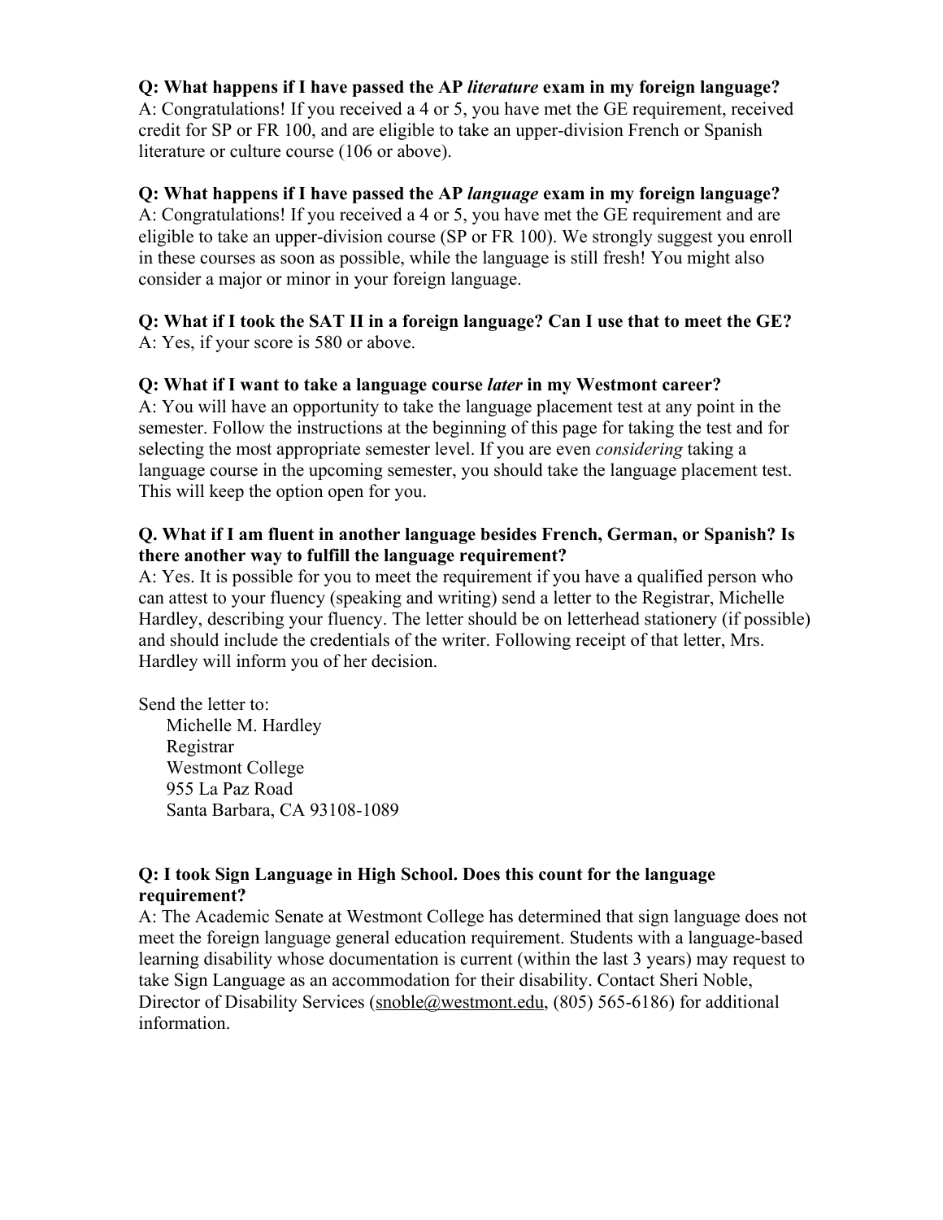**Q: What happens if I have passed the AP *literature* exam in my foreign language?**
A: Congratulations! If you received a 4 or 5, you have met the GE requirement, received credit for SP or FR 100, and are eligible to take an upper-division French or Spanish literature or culture course (106 or above).

**Q: What happens if I have passed the AP *language* exam in my foreign language?**
A: Congratulations! If you received a 4 or 5, you have met the GE requirement and are eligible to take an upper-division course (SP or FR 100). We strongly suggest you enroll in these courses as soon as possible, while the language is still fresh! You might also consider a major or minor in your foreign language.

**Q: What if I took the SAT II in a foreign language? Can I use that to meet the GE?**
A: Yes, if your score is 580 or above.

**Q: What if I want to take a language course *later* in my Westmont career?**
A: You will have an opportunity to take the language placement test at any point in the semester. Follow the instructions at the beginning of this page for taking the test and for selecting the most appropriate semester level. If you are even *considering* taking a language course in the upcoming semester, you should take the language placement test. This will keep the option open for you.

**Q. What if I am fluent in another language besides French, German, or Spanish? Is there another way to fulfill the language requirement?**
A: Yes. It is possible for you to meet the requirement if you have a qualified person who can attest to your fluency (speaking and writing) send a letter to the Registrar, Michelle Hardley, describing your fluency. The letter should be on letterhead stationery (if possible) and should include the credentials of the writer. Following receipt of that letter, Mrs. Hardley will inform you of her decision.

Send the letter to:

Michelle M. Hardley
Registrar
Westmont College
955 La Paz Road
Santa Barbara, CA 93108-1089

**Q: I took Sign Language in High School. Does this count for the language requirement?**
A: The Academic Senate at Westmont College has determined that sign language does not meet the foreign language general education requirement. Students with a language-based learning disability whose documentation is current (within the last 3 years) may request to take Sign Language as an accommodation for their disability. Contact Sheri Noble, Director of Disability Services (snoble@westmont.edu, (805) 565-6186) for additional information.